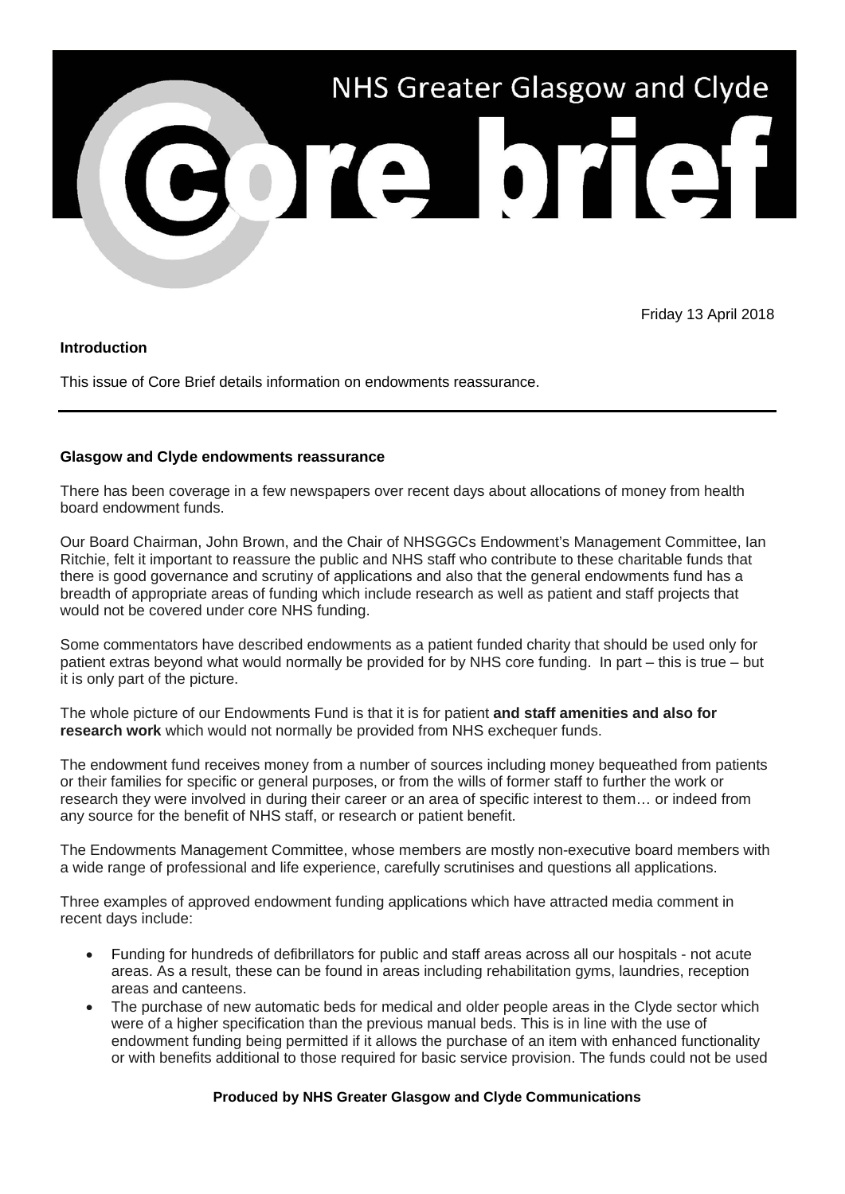# NHS Greater Glasgow and Clyde Core brief

Friday 13 April 2018

**Introduction**

This issue of Core Brief details information on endowments reassurance.

---

**Glasgow and Clyde endowments reassurance**

There has been coverage in a few newspapers over recent days about allocations of money from health board endowment funds.

Our Board Chairman, John Brown, and the Chair of NHSGGCs Endowment's Management Committee, Ian Ritchie, felt it important to reassure the public and NHS staff who contribute to these charitable funds that there is good governance and scrutiny of applications and also that the general endowments fund has a breadth of appropriate areas of funding which include research as well as patient and staff projects that would not be covered under core NHS funding.

Some commentators have described endowments as a patient funded charity that should be used only for patient extras beyond what would normally be provided for by NHS core funding. In part – this is true – but it is only part of the picture.

The whole picture of our Endowments Fund is that it is for patient **and staff amenities and also for research work** which would not normally be provided from NHS exchequer funds.

The endowment fund receives money from a number of sources including money bequeathed from patients or their families for specific or general purposes, or from the wills of former staff to further the work or research they were involved in during their career or an area of specific interest to them… or indeed from any source for the benefit of NHS staff, or research or patient benefit.

The Endowments Management Committee, whose members are mostly non-executive board members with a wide range of professional and life experience, carefully scrutinises and questions all applications.

Three examples of approved endowment funding applications which have attracted media comment in recent days include:

- Funding for hundreds of defibrillators for public and staff areas across all our hospitals - not acute areas. As a result, these can be found in areas including rehabilitation gyms, laundries, reception areas and canteens.
- The purchase of new automatic beds for medical and older people areas in the Clyde sector which were of a higher specification than the previous manual beds. This is in line with the use of endowment funding being permitted if it allows the purchase of an item with enhanced functionality or with benefits additional to those required for basic service provision. The funds could not be used

**Produced by NHS Greater Glasgow and Clyde Communications**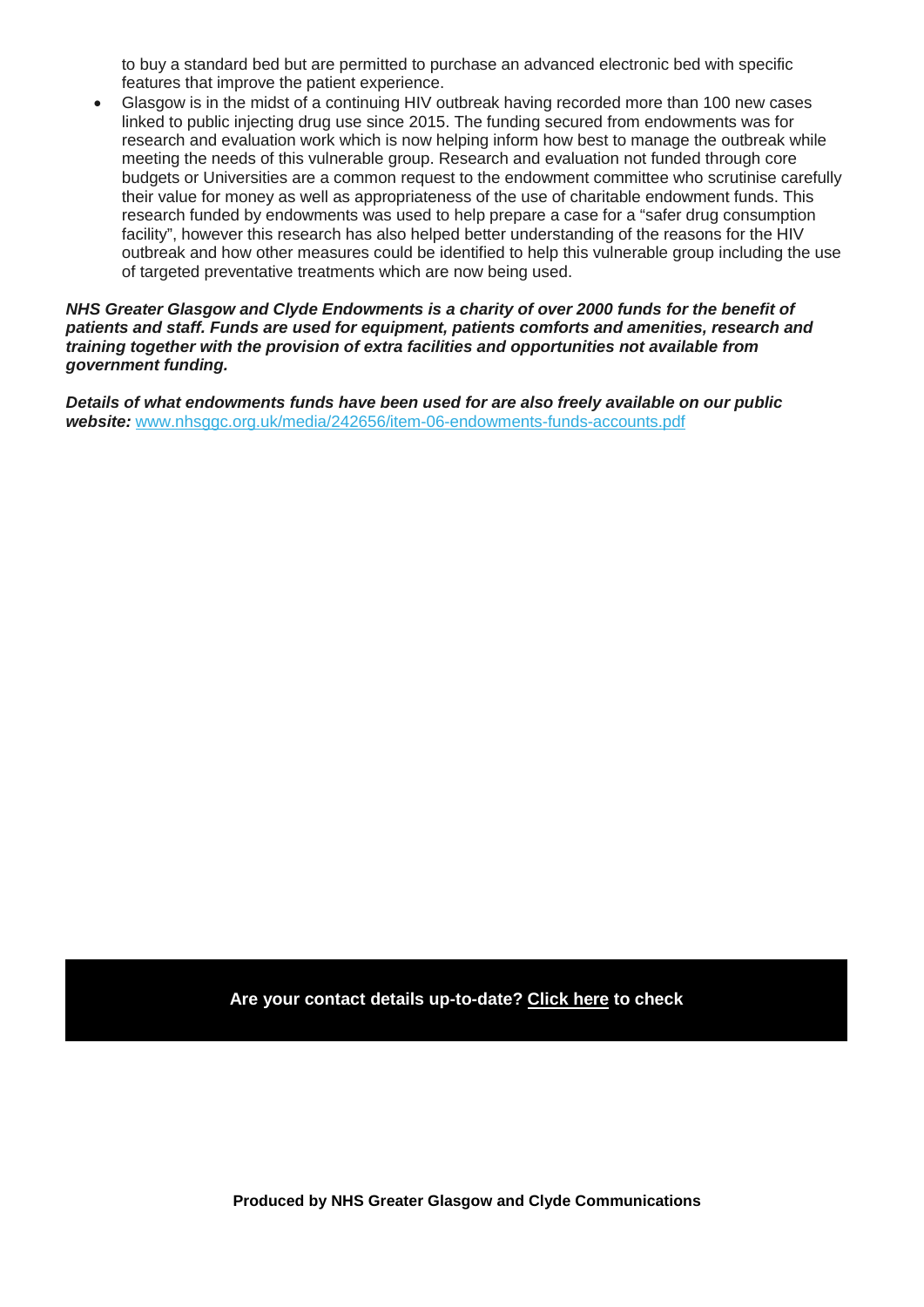to buy a standard bed but are permitted to purchase an advanced electronic bed with specific features that improve the patient experience.

- Glasgow is in the midst of a continuing HIV outbreak having recorded more than 100 new cases linked to public injecting drug use since 2015. The funding secured from endowments was for research and evaluation work which is now helping inform how best to manage the outbreak while meeting the needs of this vulnerable group. Research and evaluation not funded through core budgets or Universities are a common request to the endowment committee who scrutinise carefully their value for money as well as appropriateness of the use of charitable endowment funds. This research funded by endowments was used to help prepare a case for a "safer drug consumption facility", however this research has also helped better understanding of the reasons for the HIV outbreak and how other measures could be identified to help this vulnerable group including the use of targeted preventative treatments which are now being used.

***NHS Greater Glasgow and Clyde Endowments is a charity of over 2000 funds for the benefit of patients and staff. Funds are used for equipment, patients comforts and amenities, research and training together with the provision of extra facilities and opportunities not available from government funding.***

***Details of what endowments funds have been used for are also freely available on our public website:*** www.nhsggc.org.uk/media/242656/item-06-endowments-funds-accounts.pdf

**Are your contact details up-to-date? Click here to check**

**Produced by NHS Greater Glasgow and Clyde Communications**